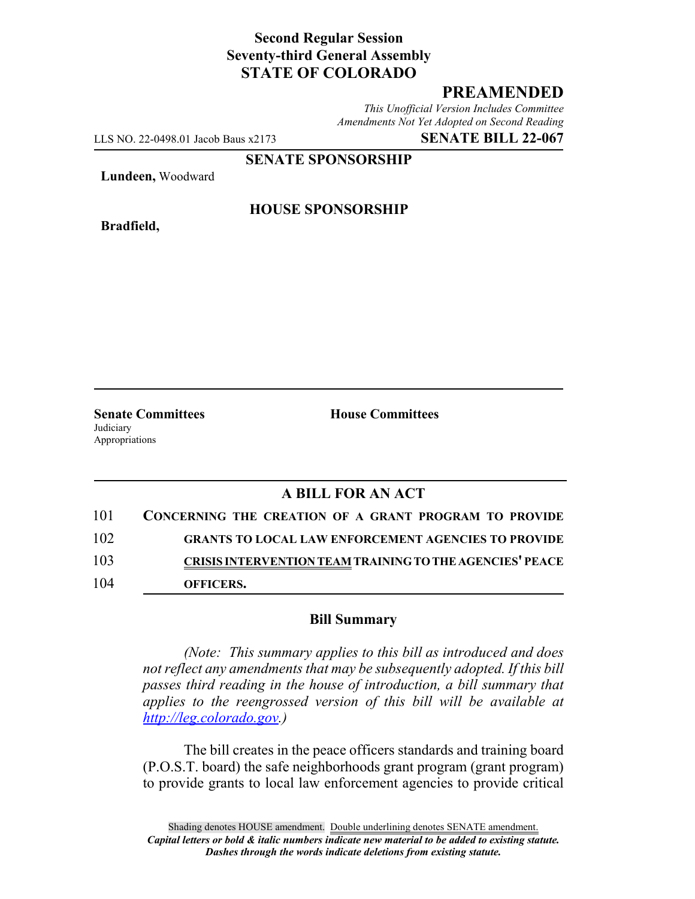**Second Regular Session**
**Seventy-third General Assembly**
**STATE OF COLORADO**

# PREAMENDED

*This Unofficial Version Includes Committee Amendments Not Yet Adopted on Second Reading*

LLS NO. 22-0498.01 Jacob Baus x2173 **SENATE BILL 22-067**

**SENATE SPONSORSHIP**

**Lundeen,** Woodward

**HOUSE SPONSORSHIP**

**Bradfield,**

**Senate Committees**
Judiciary
Appropriations

**House Committees**

## A BILL FOR AN ACT

101 **CONCERNING THE CREATION OF A GRANT PROGRAM TO PROVIDE**
102 **GRANTS TO LOCAL LAW ENFORCEMENT AGENCIES TO PROVIDE**
103 **CRISIS INTERVENTION TEAM TRAINING TO THE AGENCIES' PEACE**
104 **OFFICERS.**

### Bill Summary

*(Note: This summary applies to this bill as introduced and does not reflect any amendments that may be subsequently adopted. If this bill passes third reading in the house of introduction, a bill summary that applies to the reengrossed version of this bill will be available at http://leg.colorado.gov.)*

The bill creates in the peace officers standards and training board (P.O.S.T. board) the safe neighborhoods grant program (grant program) to provide grants to local law enforcement agencies to provide critical

Shading denotes HOUSE amendment. Double underlining denotes SENATE amendment.
***Capital letters or bold & italic numbers indicate new material to be added to existing statute.***
***Dashes through the words indicate deletions from existing statute.***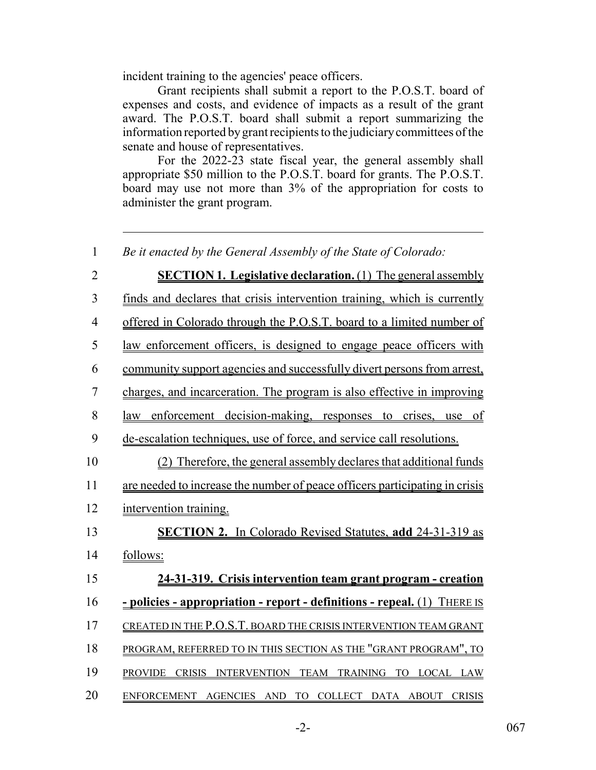incident training to the agencies' peace officers.

Grant recipients shall submit a report to the P.O.S.T. board of expenses and costs, and evidence of impacts as a result of the grant award. The P.O.S.T. board shall submit a report summarizing the information reported by grant recipients to the judiciary committees of the senate and house of representatives.

For the 2022-23 state fiscal year, the general assembly shall appropriate $50 million to the P.O.S.T. board for grants. The P.O.S.T. board may use not more than 3% of the appropriation for costs to administer the grant program.

---

1 *Be it enacted by the General Assembly of the State of Colorado:*

2 **SECTION 1. Legislative declaration.** (1) The general assembly
3 finds and declares that crisis intervention training, which is currently
4 offered in Colorado through the P.O.S.T. board to a limited number of
5 law enforcement officers, is designed to engage peace officers with
6 community support agencies and successfully divert persons from arrest,
7 charges, and incarceration. The program is also effective in improving
8 law enforcement decision-making, responses to crises, use of
9 de-escalation techniques, use of force, and service call resolutions.

10 (2) Therefore, the general assembly declares that additional funds
11 are needed to increase the number of peace officers participating in crisis
12 intervention training.

13 **SECTION 2.** In Colorado Revised Statutes, **add** 24-31-319 as
14 follows:

15 **24-31-319. Crisis intervention team grant program - creation**
16 **- policies - appropriation - report - definitions - repeal.** (1) THERE IS
17 CREATED IN THE P.O.S.T. BOARD THE CRISIS INTERVENTION TEAM GRANT
18 PROGRAM, REFERRED TO IN THIS SECTION AS THE "GRANT PROGRAM", TO
19 PROVIDE CRISIS INTERVENTION TEAM TRAINING TO LOCAL LAW
20 ENFORCEMENT AGENCIES AND TO COLLECT DATA ABOUT CRISIS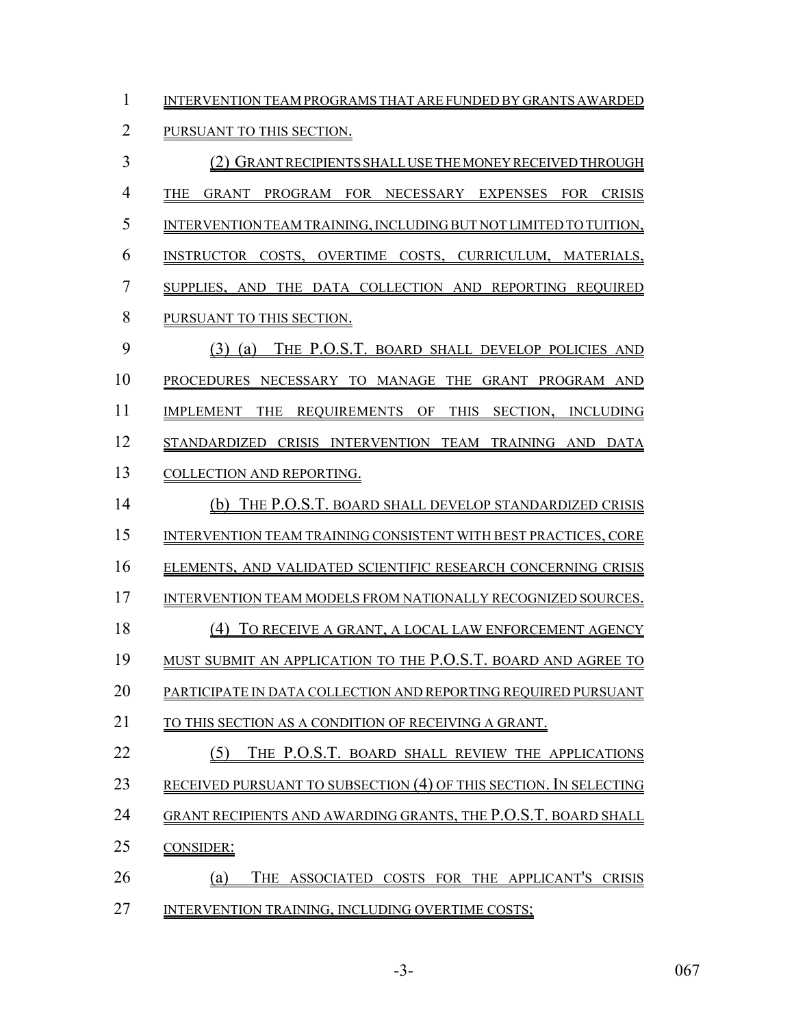INTERVENTION TEAM PROGRAMS THAT ARE FUNDED BY GRANTS AWARDED PURSUANT TO THIS SECTION.

(2) GRANT RECIPIENTS SHALL USE THE MONEY RECEIVED THROUGH THE GRANT PROGRAM FOR NECESSARY EXPENSES FOR CRISIS INTERVENTION TEAM TRAINING, INCLUDING BUT NOT LIMITED TO TUITION, INSTRUCTOR COSTS, OVERTIME COSTS, CURRICULUM, MATERIALS, SUPPLIES, AND THE DATA COLLECTION AND REPORTING REQUIRED PURSUANT TO THIS SECTION.

(3) (a) THE P.O.S.T. BOARD SHALL DEVELOP POLICIES AND PROCEDURES NECESSARY TO MANAGE THE GRANT PROGRAM AND IMPLEMENT THE REQUIREMENTS OF THIS SECTION, INCLUDING STANDARDIZED CRISIS INTERVENTION TEAM TRAINING AND DATA COLLECTION AND REPORTING.

(b) THE P.O.S.T. BOARD SHALL DEVELOP STANDARDIZED CRISIS INTERVENTION TEAM TRAINING CONSISTENT WITH BEST PRACTICES, CORE ELEMENTS, AND VALIDATED SCIENTIFIC RESEARCH CONCERNING CRISIS INTERVENTION TEAM MODELS FROM NATIONALLY RECOGNIZED SOURCES.

(4) TO RECEIVE A GRANT, A LOCAL LAW ENFORCEMENT AGENCY MUST SUBMIT AN APPLICATION TO THE P.O.S.T. BOARD AND AGREE TO PARTICIPATE IN DATA COLLECTION AND REPORTING REQUIRED PURSUANT TO THIS SECTION AS A CONDITION OF RECEIVING A GRANT.

(5) THE P.O.S.T. BOARD SHALL REVIEW THE APPLICATIONS RECEIVED PURSUANT TO SUBSECTION (4) OF THIS SECTION. IN SELECTING GRANT RECIPIENTS AND AWARDING GRANTS, THE P.O.S.T. BOARD SHALL CONSIDER:

(a) THE ASSOCIATED COSTS FOR THE APPLICANT'S CRISIS INTERVENTION TRAINING, INCLUDING OVERTIME COSTS;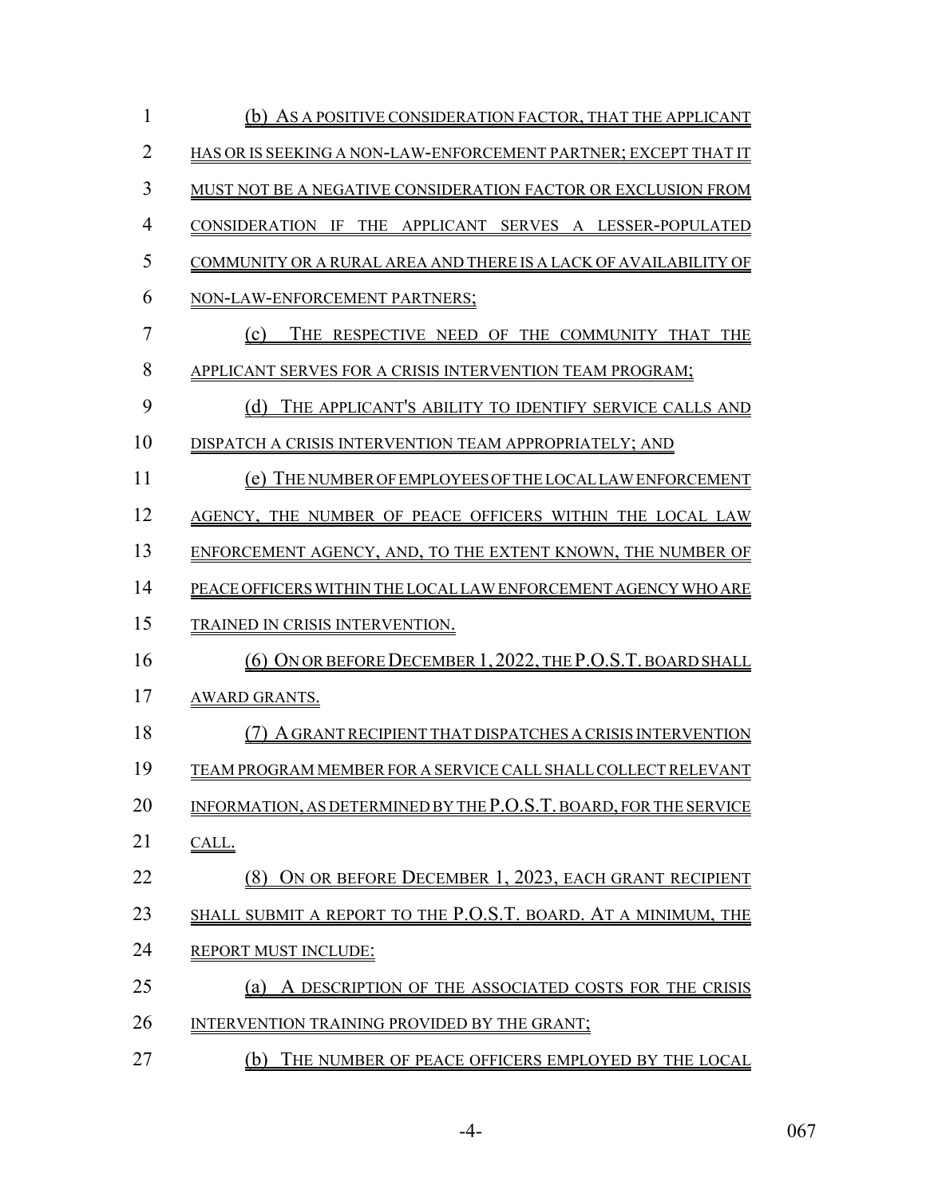(b) AS A POSITIVE CONSIDERATION FACTOR, THAT THE APPLICANT HAS OR IS SEEKING A NON-LAW-ENFORCEMENT PARTNER; EXCEPT THAT IT MUST NOT BE A NEGATIVE CONSIDERATION FACTOR OR EXCLUSION FROM CONSIDERATION IF THE APPLICANT SERVES A LESSER-POPULATED COMMUNITY OR A RURAL AREA AND THERE IS A LACK OF AVAILABILITY OF NON-LAW-ENFORCEMENT PARTNERS;

(c) THE RESPECTIVE NEED OF THE COMMUNITY THAT THE APPLICANT SERVES FOR A CRISIS INTERVENTION TEAM PROGRAM;

(d) THE APPLICANT'S ABILITY TO IDENTIFY SERVICE CALLS AND DISPATCH A CRISIS INTERVENTION TEAM APPROPRIATELY; AND

(e) THE NUMBER OF EMPLOYEES OF THE LOCAL LAW ENFORCEMENT AGENCY, THE NUMBER OF PEACE OFFICERS WITHIN THE LOCAL LAW ENFORCEMENT AGENCY, AND, TO THE EXTENT KNOWN, THE NUMBER OF PEACE OFFICERS WITHIN THE LOCAL LAW ENFORCEMENT AGENCY WHO ARE TRAINED IN CRISIS INTERVENTION.

(6) ON OR BEFORE DECEMBER 1, 2022, THE P.O.S.T. BOARD SHALL AWARD GRANTS.

(7) A GRANT RECIPIENT THAT DISPATCHES A CRISIS INTERVENTION TEAM PROGRAM MEMBER FOR A SERVICE CALL SHALL COLLECT RELEVANT INFORMATION, AS DETERMINED BY THE P.O.S.T. BOARD, FOR THE SERVICE CALL.

(8) ON OR BEFORE DECEMBER 1, 2023, EACH GRANT RECIPIENT SHALL SUBMIT A REPORT TO THE P.O.S.T. BOARD. AT A MINIMUM, THE REPORT MUST INCLUDE:

(a) A DESCRIPTION OF THE ASSOCIATED COSTS FOR THE CRISIS INTERVENTION TRAINING PROVIDED BY THE GRANT;

(b) THE NUMBER OF PEACE OFFICERS EMPLOYED BY THE LOCAL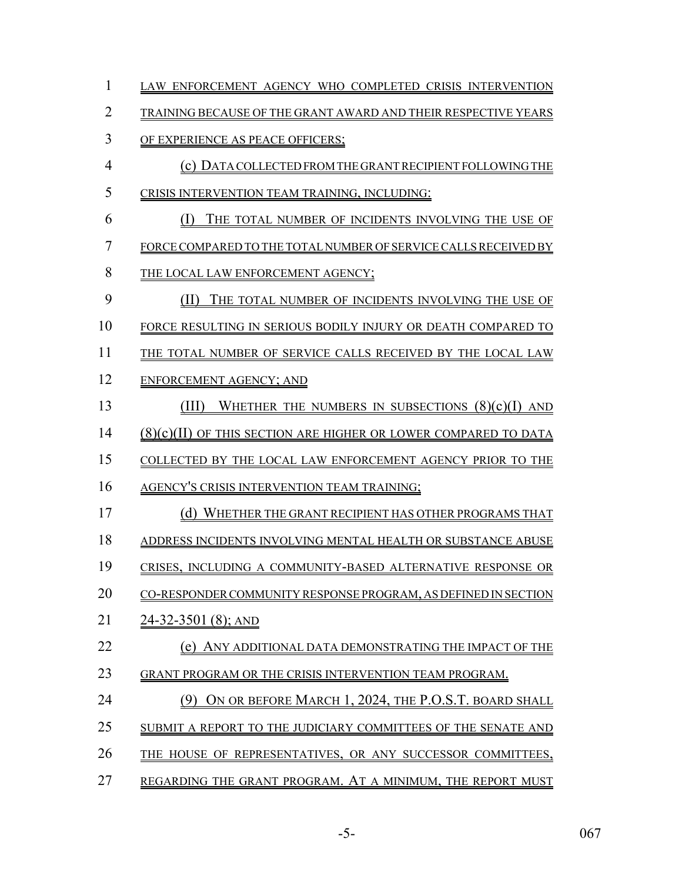LAW ENFORCEMENT AGENCY WHO COMPLETED CRISIS INTERVENTION TRAINING BECAUSE OF THE GRANT AWARD AND THEIR RESPECTIVE YEARS OF EXPERIENCE AS PEACE OFFICERS;

(c) DATA COLLECTED FROM THE GRANT RECIPIENT FOLLOWING THE CRISIS INTERVENTION TEAM TRAINING, INCLUDING:

(I) THE TOTAL NUMBER OF INCIDENTS INVOLVING THE USE OF FORCE COMPARED TO THE TOTAL NUMBER OF SERVICE CALLS RECEIVED BY THE LOCAL LAW ENFORCEMENT AGENCY;

(II) THE TOTAL NUMBER OF INCIDENTS INVOLVING THE USE OF FORCE RESULTING IN SERIOUS BODILY INJURY OR DEATH COMPARED TO THE TOTAL NUMBER OF SERVICE CALLS RECEIVED BY THE LOCAL LAW ENFORCEMENT AGENCY; AND

(III) WHETHER THE NUMBERS IN SUBSECTIONS (8)(c)(I) AND (8)(c)(II) OF THIS SECTION ARE HIGHER OR LOWER COMPARED TO DATA COLLECTED BY THE LOCAL LAW ENFORCEMENT AGENCY PRIOR TO THE AGENCY'S CRISIS INTERVENTION TEAM TRAINING;

(d) WHETHER THE GRANT RECIPIENT HAS OTHER PROGRAMS THAT ADDRESS INCIDENTS INVOLVING MENTAL HEALTH OR SUBSTANCE ABUSE CRISES, INCLUDING A COMMUNITY-BASED ALTERNATIVE RESPONSE OR CO-RESPONDER COMMUNITY RESPONSE PROGRAM, AS DEFINED IN SECTION 24-32-3501 (8); AND

(e) ANY ADDITIONAL DATA DEMONSTRATING THE IMPACT OF THE GRANT PROGRAM OR THE CRISIS INTERVENTION TEAM PROGRAM.

(9) ON OR BEFORE MARCH 1, 2024, THE P.O.S.T. BOARD SHALL SUBMIT A REPORT TO THE JUDICIARY COMMITTEES OF THE SENATE AND THE HOUSE OF REPRESENTATIVES, OR ANY SUCCESSOR COMMITTEES, REGARDING THE GRANT PROGRAM. AT A MINIMUM, THE REPORT MUST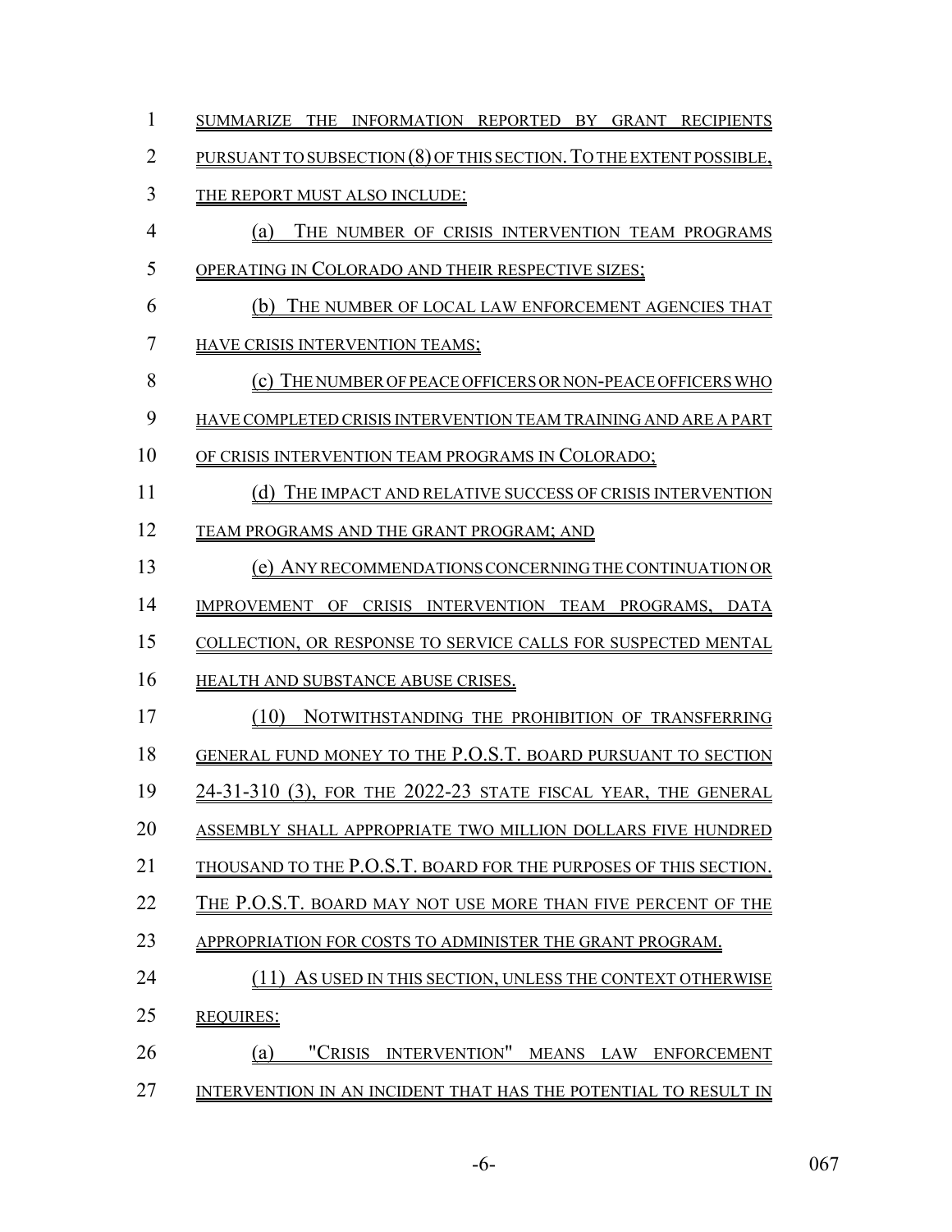SUMMARIZE THE INFORMATION REPORTED BY GRANT RECIPIENTS PURSUANT TO SUBSECTION (8) OF THIS SECTION. TO THE EXTENT POSSIBLE, THE REPORT MUST ALSO INCLUDE:

(a) THE NUMBER OF CRISIS INTERVENTION TEAM PROGRAMS OPERATING IN COLORADO AND THEIR RESPECTIVE SIZES;

(b) THE NUMBER OF LOCAL LAW ENFORCEMENT AGENCIES THAT HAVE CRISIS INTERVENTION TEAMS;

(c) THE NUMBER OF PEACE OFFICERS OR NON-PEACE OFFICERS WHO HAVE COMPLETED CRISIS INTERVENTION TEAM TRAINING AND ARE A PART OF CRISIS INTERVENTION TEAM PROGRAMS IN COLORADO;

(d) THE IMPACT AND RELATIVE SUCCESS OF CRISIS INTERVENTION TEAM PROGRAMS AND THE GRANT PROGRAM; AND

(e) ANY RECOMMENDATIONS CONCERNING THE CONTINUATION OR IMPROVEMENT OF CRISIS INTERVENTION TEAM PROGRAMS, DATA COLLECTION, OR RESPONSE TO SERVICE CALLS FOR SUSPECTED MENTAL HEALTH AND SUBSTANCE ABUSE CRISES.

(10) NOTWITHSTANDING THE PROHIBITION OF TRANSFERRING GENERAL FUND MONEY TO THE P.O.S.T. BOARD PURSUANT TO SECTION 24-31-310 (3), FOR THE 2022-23 STATE FISCAL YEAR, THE GENERAL ASSEMBLY SHALL APPROPRIATE TWO MILLION DOLLARS FIVE HUNDRED THOUSAND TO THE P.O.S.T. BOARD FOR THE PURPOSES OF THIS SECTION. THE P.O.S.T. BOARD MAY NOT USE MORE THAN FIVE PERCENT OF THE APPROPRIATION FOR COSTS TO ADMINISTER THE GRANT PROGRAM.

(11) AS USED IN THIS SECTION, UNLESS THE CONTEXT OTHERWISE REQUIRES:

(a) "CRISIS INTERVENTION" MEANS LAW ENFORCEMENT INTERVENTION IN AN INCIDENT THAT HAS THE POTENTIAL TO RESULT IN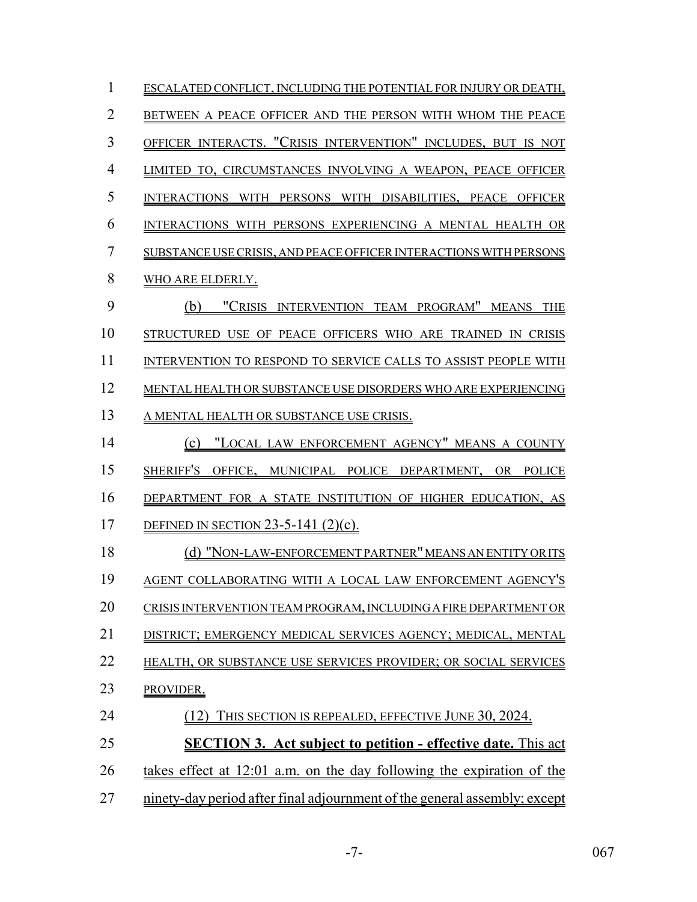ESCALATED CONFLICT, INCLUDING THE POTENTIAL FOR INJURY OR DEATH, BETWEEN A PEACE OFFICER AND THE PERSON WITH WHOM THE PEACE OFFICER INTERACTS. "CRISIS INTERVENTION" INCLUDES, BUT IS NOT LIMITED TO, CIRCUMSTANCES INVOLVING A WEAPON, PEACE OFFICER INTERACTIONS WITH PERSONS WITH DISABILITIES, PEACE OFFICER INTERACTIONS WITH PERSONS EXPERIENCING A MENTAL HEALTH OR SUBSTANCE USE CRISIS, AND PEACE OFFICER INTERACTIONS WITH PERSONS WHO ARE ELDERLY.

(b) "CRISIS INTERVENTION TEAM PROGRAM" MEANS THE STRUCTURED USE OF PEACE OFFICERS WHO ARE TRAINED IN CRISIS INTERVENTION TO RESPOND TO SERVICE CALLS TO ASSIST PEOPLE WITH MENTAL HEALTH OR SUBSTANCE USE DISORDERS WHO ARE EXPERIENCING A MENTAL HEALTH OR SUBSTANCE USE CRISIS.

(c) "LOCAL LAW ENFORCEMENT AGENCY" MEANS A COUNTY SHERIFF'S OFFICE, MUNICIPAL POLICE DEPARTMENT, OR POLICE DEPARTMENT FOR A STATE INSTITUTION OF HIGHER EDUCATION, AS DEFINED IN SECTION 23-5-141 (2)(c).

(d) "NON-LAW-ENFORCEMENT PARTNER" MEANS AN ENTITY OR ITS AGENT COLLABORATING WITH A LOCAL LAW ENFORCEMENT AGENCY'S CRISIS INTERVENTION TEAM PROGRAM, INCLUDING A FIRE DEPARTMENT OR DISTRICT; EMERGENCY MEDICAL SERVICES AGENCY; MEDICAL, MENTAL HEALTH, OR SUBSTANCE USE SERVICES PROVIDER; OR SOCIAL SERVICES PROVIDER.

(12) THIS SECTION IS REPEALED, EFFECTIVE JUNE 30, 2024.

**SECTION 3. Act subject to petition - effective date.** This act takes effect at 12:01 a.m. on the day following the expiration of the ninety-day period after final adjournment of the general assembly; except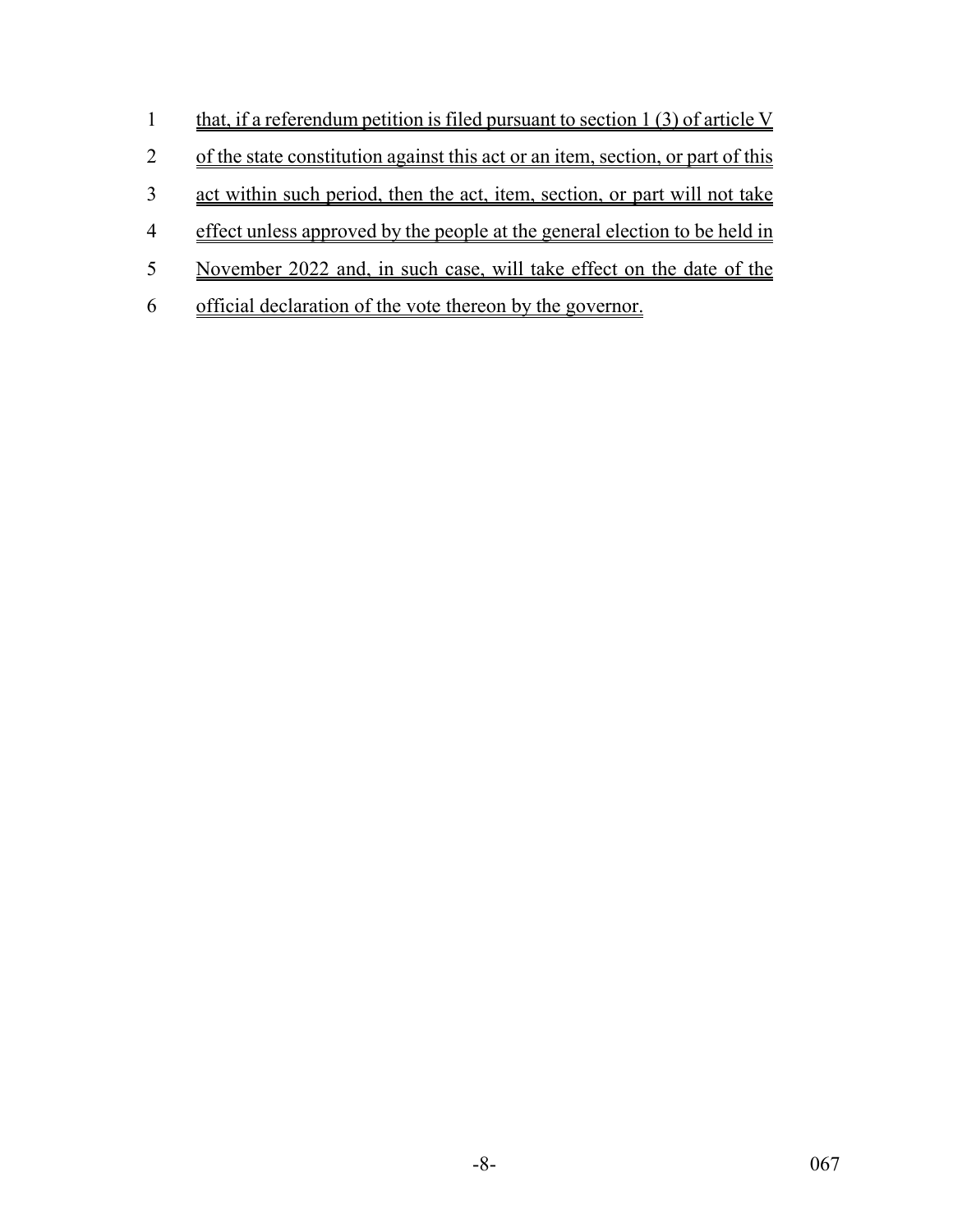that, if a referendum petition is filed pursuant to section 1 (3) of article V of the state constitution against this act or an item, section, or part of this act within such period, then the act, item, section, or part will not take effect unless approved by the people at the general election to be held in November 2022 and, in such case, will take effect on the date of the official declaration of the vote thereon by the governor.